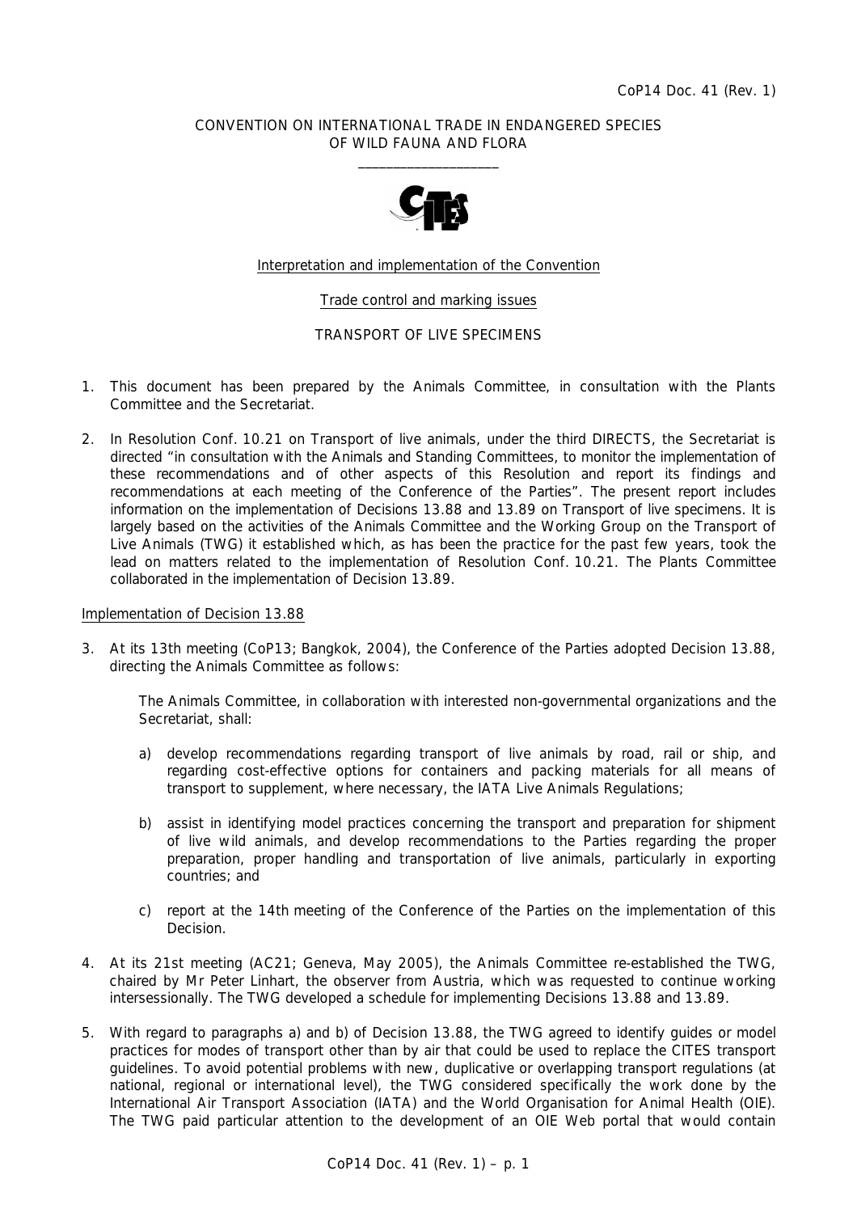CoP14 Doc. 41 (Rev. 1)

CONVENTION ON INTERNATIONAL TRADE IN ENDANGERED SPECIES
OF WILD FAUNA AND FLORA

\_\_\_\_\_\_\_\_\_\_\_\_\_\_\_\_\_\_\_\_

Interpretation and implementation of the Convention

Trade control and marking issues

TRANSPORT OF LIVE SPECIMENS

1. This document has been prepared by the Animals Committee, in consultation with the Plants Committee and the Secretariat.

2. In Resolution Conf. 10.21 on Transport of live animals, under the third DIRECTS, the Secretariat is directed "in consultation with the Animals and Standing Committees, to monitor the implementation of these recommendations and of other aspects of this Resolution and report its findings and recommendations at each meeting of the Conference of the Parties". The present report includes information on the implementation of Decisions 13.88 and 13.89 on Transport of live specimens. It is largely based on the activities of the Animals Committee and the Working Group on the Transport of Live Animals (TWG) it established which, as has been the practice for the past few years, took the lead on matters related to the implementation of Resolution Conf. 10.21. The Plants Committee collaborated in the implementation of Decision 13.89.

Implementation of Decision 13.88

3. At its 13th meeting (CoP13; Bangkok, 2004), the Conference of the Parties adopted Decision 13.88, directing the Animals Committee as follows:

   The Animals Committee, in collaboration with interested non-governmental organizations and the Secretariat, shall:

   a) develop recommendations regarding transport of live animals by road, rail or ship, and regarding cost-effective options for containers and packing materials for all means of transport to supplement, where necessary, the IATA Live Animals Regulations;

   b) assist in identifying model practices concerning the transport and preparation for shipment of live wild animals, and develop recommendations to the Parties regarding the proper preparation, proper handling and transportation of live animals, particularly in exporting countries; and

   c) report at the 14th meeting of the Conference of the Parties on the implementation of this Decision.

4. At its 21st meeting (AC21; Geneva, May 2005), the Animals Committee re-established the TWG, chaired by Mr Peter Linhart, the observer from Austria, which was requested to continue working intersessionally. The TWG developed a schedule for implementing Decisions 13.88 and 13.89.

5. With regard to paragraphs a) and b) of Decision 13.88, the TWG agreed to identify guides or model practices for modes of transport other than by air that could be used to replace the CITES transport guidelines. To avoid potential problems with new, duplicative or overlapping transport regulations (at national, regional or international level), the TWG considered specifically the work done by the International Air Transport Association (IATA) and the World Organisation for Animal Health (OIE). The TWG paid particular attention to the development of an OIE Web portal that would contain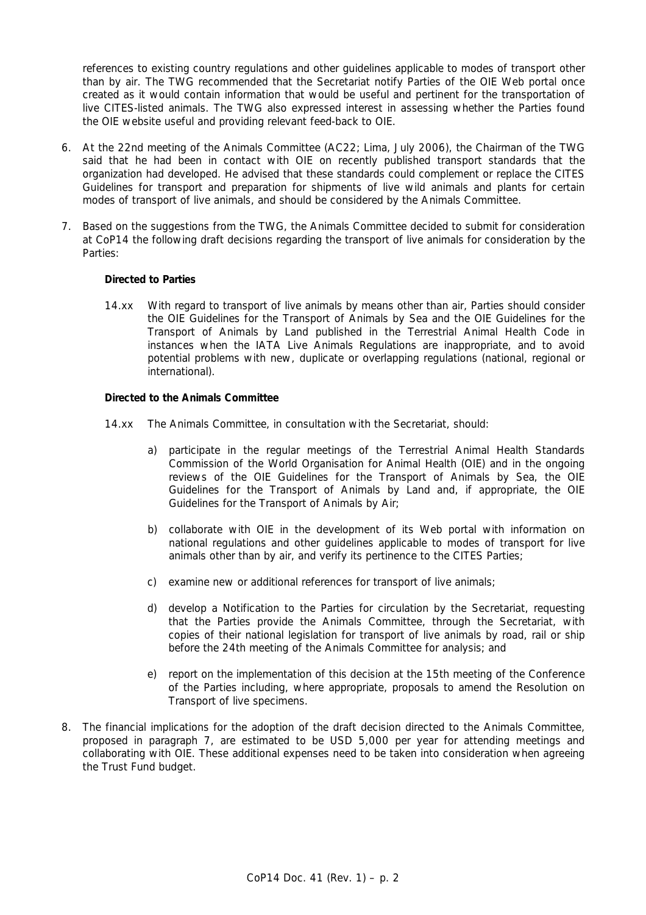references to existing country regulations and other guidelines applicable to modes of transport other than by air. The TWG recommended that the Secretariat notify Parties of the OIE Web portal once created as it would contain information that would be useful and pertinent for the transportation of live CITES-listed animals. The TWG also expressed interest in assessing whether the Parties found the OIE website useful and providing relevant feed-back to OIE.

6. At the 22nd meeting of the Animals Committee (AC22; Lima, July 2006), the Chairman of the TWG said that he had been in contact with OIE on recently published transport standards that the organization had developed. He advised that these standards could complement or replace the CITES Guidelines for transport and preparation for shipments of live wild animals and plants for certain modes of transport of live animals, and should be considered by the Animals Committee.

7. Based on the suggestions from the TWG, the Animals Committee decided to submit for consideration at CoP14 the following draft decisions regarding the transport of live animals for consideration by the Parties:

   **Directed to Parties**

   14.xx With regard to transport of live animals by means other than air, Parties should consider the OIE Guidelines for the Transport of Animals by Sea and the OIE Guidelines for the Transport of Animals by Land published in the Terrestrial Animal Health Code in instances when the IATA Live Animals Regulations are inappropriate, and to avoid potential problems with new, duplicate or overlapping regulations (national, regional or international).

   **Directed to the Animals Committee**

   14.xx The Animals Committee, in consultation with the Secretariat, should:

   a) participate in the regular meetings of the Terrestrial Animal Health Standards Commission of the World Organisation for Animal Health (OIE) and in the ongoing reviews of the OIE Guidelines for the Transport of Animals by Sea, the OIE Guidelines for the Transport of Animals by Land and, if appropriate, the OIE Guidelines for the Transport of Animals by Air;

   b) collaborate with OIE in the development of its Web portal with information on national regulations and other guidelines applicable to modes of transport for live animals other than by air, and verify its pertinence to the CITES Parties;

   c) examine new or additional references for transport of live animals;

   d) develop a Notification to the Parties for circulation by the Secretariat, requesting that the Parties provide the Animals Committee, through the Secretariat, with copies of their national legislation for transport of live animals by road, rail or ship before the 24th meeting of the Animals Committee for analysis; and

   e) report on the implementation of this decision at the 15th meeting of the Conference of the Parties including, where appropriate, proposals to amend the Resolution on Transport of live specimens.

8. The financial implications for the adoption of the draft decision directed to the Animals Committee, proposed in paragraph 7, are estimated to be USD 5,000 per year for attending meetings and collaborating with OIE. These additional expenses need to be taken into consideration when agreeing the Trust Fund budget.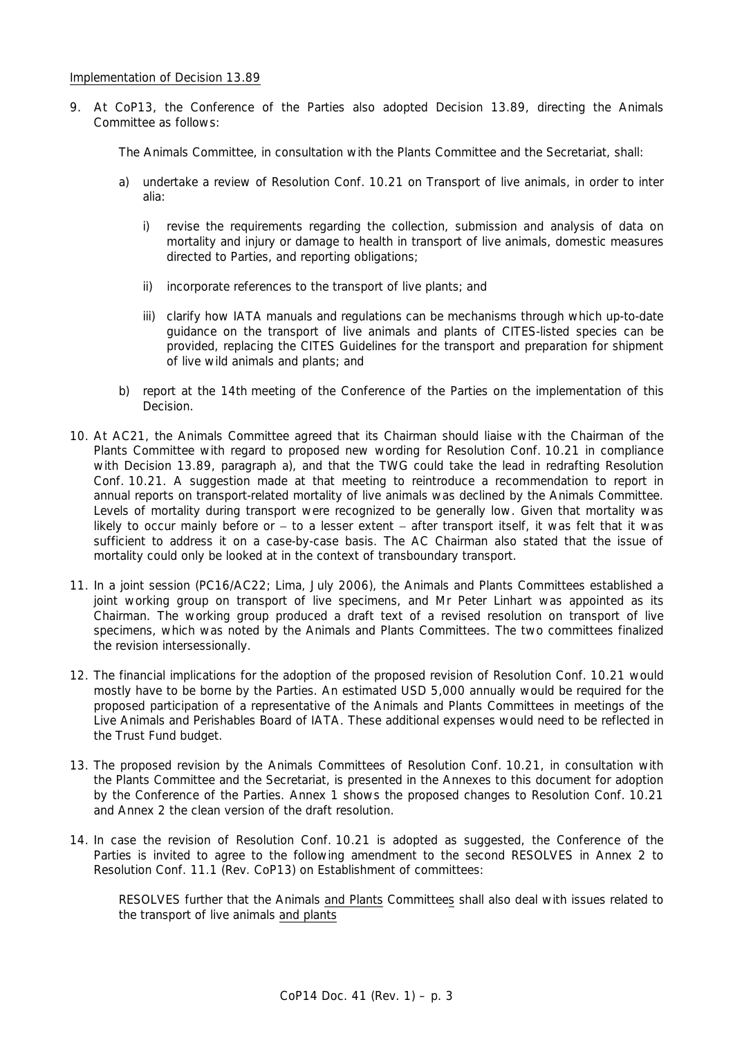Implementation of Decision 13.89

9. At CoP13, the Conference of the Parties also adopted Decision 13.89, directing the Animals Committee as follows:

   The Animals Committee, in consultation with the Plants Committee and the Secretariat, shall:

   a) undertake a review of Resolution Conf. 10.21 on Transport of live animals, in order to inter alia:

      i) revise the requirements regarding the collection, submission and analysis of data on mortality and injury or damage to health in transport of live animals, domestic measures directed to Parties, and reporting obligations;

      ii) incorporate references to the transport of live plants; and

      iii) clarify how IATA manuals and regulations can be mechanisms through which up-to-date guidance on the transport of live animals and plants of CITES-listed species can be provided, replacing the CITES Guidelines for the transport and preparation for shipment of live wild animals and plants; and

   b) report at the 14th meeting of the Conference of the Parties on the implementation of this Decision.

10. At AC21, the Animals Committee agreed that its Chairman should liaise with the Chairman of the Plants Committee with regard to proposed new wording for Resolution Conf. 10.21 in compliance with Decision 13.89, paragraph a), and that the TWG could take the lead in redrafting Resolution Conf. 10.21. A suggestion made at that meeting to reintroduce a recommendation to report in annual reports on transport-related mortality of live animals was declined by the Animals Committee. Levels of mortality during transport were recognized to be generally low. Given that mortality was likely to occur mainly before or – to a lesser extent – after transport itself, it was felt that it was sufficient to address it on a case-by-case basis. The AC Chairman also stated that the issue of mortality could only be looked at in the context of transboundary transport.

11. In a joint session (PC16/AC22; Lima, July 2006), the Animals and Plants Committees established a joint working group on transport of live specimens, and Mr Peter Linhart was appointed as its Chairman. The working group produced a draft text of a revised resolution on transport of live specimens, which was noted by the Animals and Plants Committees. The two committees finalized the revision intersessionally.

12. The financial implications for the adoption of the proposed revision of Resolution Conf. 10.21 would mostly have to be borne by the Parties. An estimated USD 5,000 annually would be required for the proposed participation of a representative of the Animals and Plants Committees in meetings of the Live Animals and Perishables Board of IATA. These additional expenses would need to be reflected in the Trust Fund budget.

13. The proposed revision by the Animals Committees of Resolution Conf. 10.21, in consultation with the Plants Committee and the Secretariat, is presented in the Annexes to this document for adoption by the Conference of the Parties. Annex 1 shows the proposed changes to Resolution Conf. 10.21 and Annex 2 the clean version of the draft resolution.

14. In case the revision of Resolution Conf. 10.21 is adopted as suggested, the Conference of the Parties is invited to agree to the following amendment to the second RESOLVES in Annex 2 to Resolution Conf. 11.1 (Rev. CoP13) on Establishment of committees:

    RESOLVES further that the Animals and Plants Committees shall also deal with issues related to the transport of live animals and plants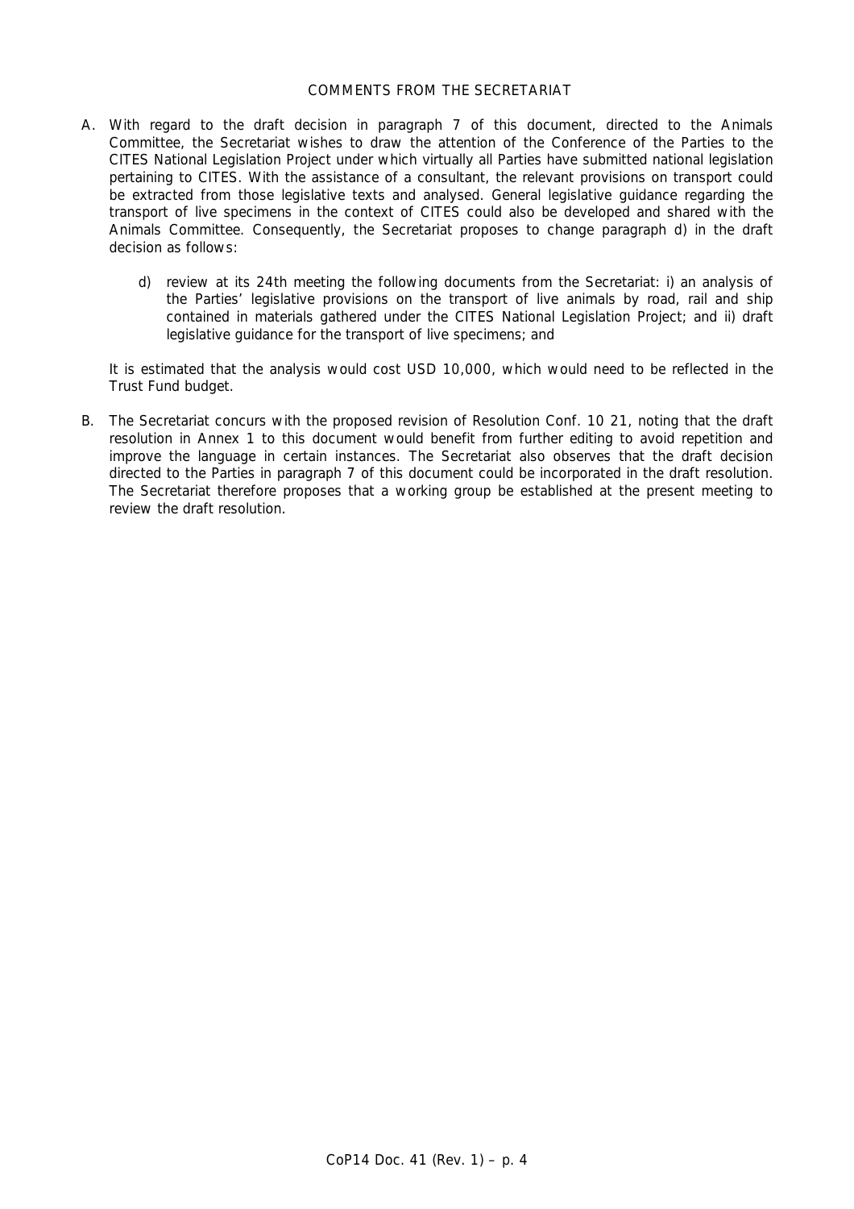COMMENTS FROM THE SECRETARIAT

A. With regard to the draft decision in paragraph 7 of this document, directed to the Animals Committee, the Secretariat wishes to draw the attention of the Conference of the Parties to the CITES National Legislation Project under which virtually all Parties have submitted national legislation pertaining to CITES. With the assistance of a consultant, the relevant provisions on transport could be extracted from those legislative texts and analysed. General legislative guidance regarding the transport of live specimens in the context of CITES could also be developed and shared with the Animals Committee. Consequently, the Secretariat proposes to change paragraph d) in the draft decision as follows:

   d) review at its 24th meeting the following documents from the Secretariat: i) an analysis of the Parties' legislative provisions on the transport of live animals by road, rail and ship contained in materials gathered under the CITES National Legislation Project; and ii) draft legislative guidance for the transport of live specimens; and

   It is estimated that the analysis would cost USD 10,000, which would need to be reflected in the Trust Fund budget.

B. The Secretariat concurs with the proposed revision of Resolution Conf. 10 21, noting that the draft resolution in Annex 1 to this document would benefit from further editing to avoid repetition and improve the language in certain instances. The Secretariat also observes that the draft decision directed to the Parties in paragraph 7 of this document could be incorporated in the draft resolution. The Secretariat therefore proposes that a working group be established at the present meeting to review the draft resolution.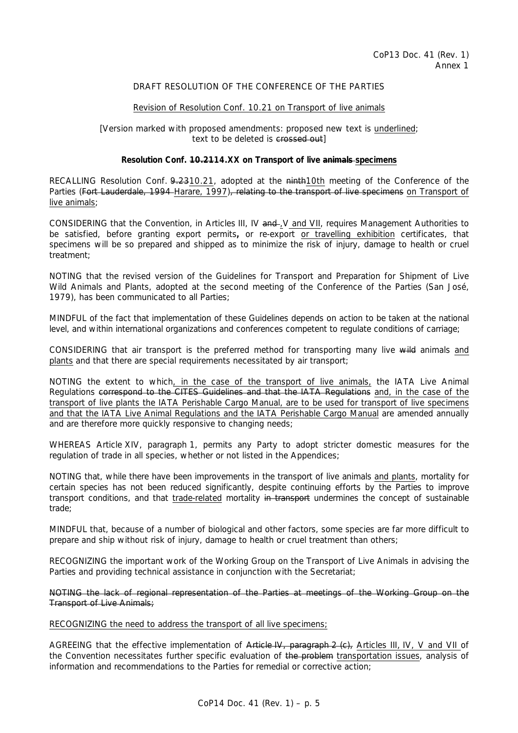CoP13 Doc. 41 (Rev. 1)
Annex 1

DRAFT RESOLUTION OF THE CONFERENCE OF THE PARTIES

<u>Revision of Resolution Conf. 10.21 on Transport of live animals</u>

[Version marked with proposed amendments: proposed new text is <u>underlined</u>; text to be deleted is ~~crossed out~~]

**Resolution Conf. ~~10.21~~<u>14.XX</u> on Transport of live ~~animals~~ <u>specimens</u>**

RECALLING Resolution Conf. ~~9.23~~<u>10.21</u>, adopted at the ~~ninth~~<u>10th</u> meeting of the Conference of the Parties (~~Fort Lauderdale, 1994~~ <u>Harare, 1997</u>)~~, relating to the transport of live specimens~~ <u>on Transport of live animals</u>;

CONSIDERING that the Convention, in Articles III, IV ~~and~~ <u>,V and VII</u>, requires Management Authorities to be satisfied, before granting export permits**,** or re-export <u>or travelling exhibition</u> certificates, that specimens will be so prepared and shipped as to minimize the risk of injury, damage to health or cruel treatment;

NOTING that the revised version of the Guidelines for Transport and Preparation for Shipment of Live Wild Animals and Plants, adopted at the second meeting of the Conference of the Parties (San José, 1979), has been communicated to all Parties;

MINDFUL of the fact that implementation of these Guidelines depends on action to be taken at the national level, and within international organizations and conferences competent to regulate conditions of carriage;

CONSIDERING that air transport is the preferred method for transporting many live ~~wild~~ animals <u>and plants</u> and that there are special requirements necessitated by air transport;

NOTING the extent to which<u>, in the case of the transport of live animals,</u> the IATA Live Animal Regulations ~~correspond to the CITES Guidelines and that the IATA Regulations~~ <u>and, in the case of the transport of live plants the IATA Perishable Cargo Manual, are to be used for transport of live specimens and that the IATA Live Animal Regulations and the IATA Perishable Cargo Manual</u> are amended annually and are therefore more quickly responsive to changing needs;

WHEREAS Article XIV, paragraph 1, permits any Party to adopt stricter domestic measures for the regulation of trade in all species, whether or not listed in the Appendices;

NOTING that, while there have been improvements in the transport of live animals <u>and plants</u>, mortality for certain species has not been reduced significantly, despite continuing efforts by the Parties to improve transport conditions, and that <u>trade-related</u> mortality ~~in transport~~ undermines the concept of sustainable trade;

MINDFUL that, because of a number of biological and other factors, some species are far more difficult to prepare and ship without risk of injury, damage to health or cruel treatment than others;

RECOGNIZING the important work of the Working Group on the Transport of Live Animals in advising the Parties and providing technical assistance in conjunction with the Secretariat;

~~NOTING the lack of regional representation of the Parties at meetings of the Working Group on the Transport of Live Animals;~~

<u>RECOGNIZING the need to address the transport of all live specimens;</u>

AGREEING that the effective implementation of ~~Article IV, paragraph 2 (c),~~ <u>Articles III, IV, V and VII</u> of the Convention necessitates further specific evaluation of ~~the problem~~ <u>transportation issues</u>, analysis of information and recommendations to the Parties for remedial or corrective action;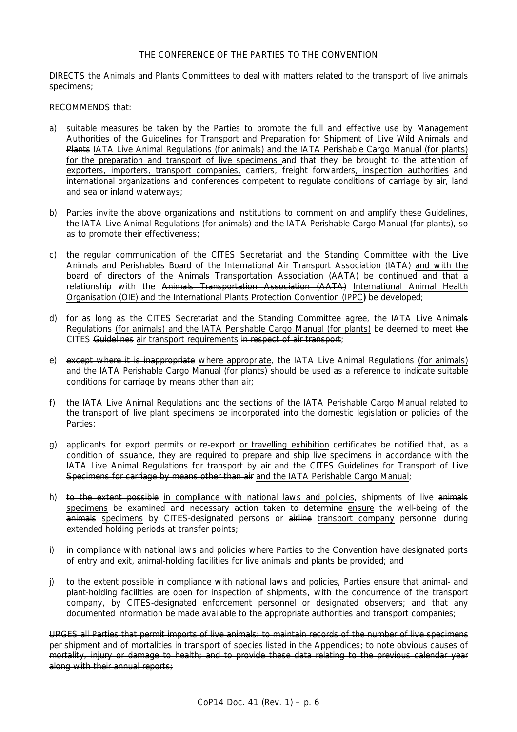THE CONFERENCE OF THE PARTIES TO THE CONVENTION

DIRECTS the Animals <u>and Plants</u> Committee<u>s</u> to deal with matters related to the transport of live ~~animals~~ <u>specimens</u>;

RECOMMENDS that:

a) suitable measures be taken by the Parties to promote the full and effective use by Management Authorities of the ~~Guidelines for Transport and Preparation for Shipment of Live Wild Animals and Plants~~ <u>IATA Live Animal Regulations (for animals) and the IATA Perishable Cargo Manual (for plants) for the preparation and transport of live specimens</u> and that they be brought to the attention of <u>exporters, importers, transport companies,</u> carriers, freight forwarders<u>, inspection authorities</u> and international organizations and conferences competent to regulate conditions of carriage by air, land and sea or inland waterways;

b) Parties invite the above organizations and institutions to comment on and amplify ~~these Guidelines,~~ <u>the IATA Live Animal Regulations (for animals) and the IATA Perishable Cargo Manual (for plants)</u>, so as to promote their effectiveness;

c) the regular communication of the CITES Secretariat and the Standing Committee with the Live Animals and Perishables Board of the International Air Transport Association (IATA) <u>and with the board of directors of the Animals Transportation Association (AATA)</u> be continued and that a relationship with the ~~Animals Transportation Association (AATA)~~ <u>International Animal Health Organisation (OIE) and the International Plants Protection Convention (IPPC)</u> be developed;

d) for as long as the CITES Secretariat and the Standing Committee agree, the IATA Live Animal~~s~~ Regulations <u>(for animals) and the IATA Perishable Cargo Manual (for plants)</u> be deemed to meet ~~the~~ CITES ~~Guidelines~~ <u>air transport requirements</u> ~~in respect of air transport~~;

e) ~~except where it is inappropriate~~ <u>where appropriate</u>, the IATA Live Animal Regulations <u>(for animals) and the IATA Perishable Cargo Manual (for plants)</u> should be used as a reference to indicate suitable conditions for carriage by means other than air;

f) the IATA Live Animal Regulations <u>and the sections of the IATA Perishable Cargo Manual related to the transport of live plant specimens</u> be incorporated into the domestic legislation <u>or policies</u> of the Parties;

g) applicants for export permits or re-export <u>or travelling exhibition</u> certificates be notified that, as a condition of issuance, they are required to prepare and ship live specimens in accordance with the IATA Live Animal Regulations ~~for transport by air and the CITES Guidelines for Transport of Live Specimens for carriage by means other than air~~ <u>and the IATA Perishable Cargo Manual</u>;

h) ~~to the extent possible~~ <u>in compliance with national laws and policies</u>, shipments of live ~~animals~~ <u>specimens</u> be examined and necessary action taken to ~~determine~~ <u>ensure</u> the well-being of the ~~animals~~ <u>specimens</u> by CITES-designated persons or ~~airline~~ <u>transport company</u> personnel during extended holding periods at transfer points;

i) <u>in compliance with national laws and policies</u> where Parties to the Convention have designated ports of entry and exit, ~~animal-~~holding facilities <u>for live animals and plants</u> be provided; and

j) ~~to the extent possible~~ <u>in compliance with national laws and policies</u>, Parties ensure that animal<u>- and plant</u>-holding facilities are open for inspection of shipments, with the concurrence of the transport company, by CITES-designated enforcement personnel or designated observers; and that any documented information be made available to the appropriate authorities and transport companies;

~~URGES all Parties that permit imports of live animals: to maintain records of the number of live specimens per shipment and of mortalities in transport of species listed in the Appendices; to note obvious causes of mortality, injury or damage to health; and to provide these data relating to the previous calendar year along with their annual reports;~~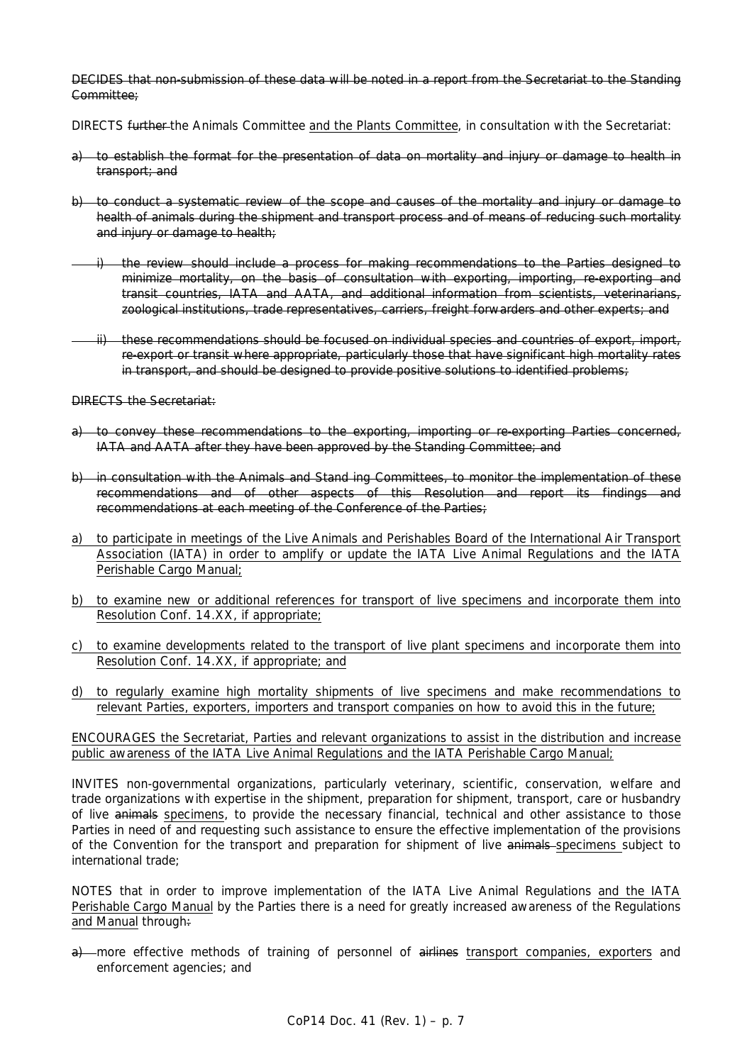~~DECIDES that non-submission of these data will be noted in a report from the Secretariat to the Standing Committee;~~

DIRECTS ~~further~~ the Animals Committee <u>and the Plants Committee</u>, in consultation with the Secretariat:

~~a) to establish the format for the presentation of data on mortality and injury or damage to health in transport; and~~

~~b) to conduct a systematic review of the scope and causes of the mortality and injury or damage to health of animals during the shipment and transport process and of means of reducing such mortality and injury or damage to health;~~

~~i) the review should include a process for making recommendations to the Parties designed to minimize mortality, on the basis of consultation with exporting, importing, re-exporting and transit countries, IATA and AATA, and additional information from scientists, veterinarians, zoological institutions, trade representatives, carriers, freight forwarders and other experts; and~~

~~ii) these recommendations should be focused on individual species and countries of export, import, re-export or transit where appropriate, particularly those that have significant high mortality rates in transport, and should be designed to provide positive solutions to identified problems;~~

~~DIRECTS the Secretariat:~~

~~a) to convey these recommendations to the exporting, importing or re-exporting Parties concerned, IATA and AATA after they have been approved by the Standing Committee; and~~

~~b) in consultation with the Animals and Standing Committees, to monitor the implementation of these recommendations and of other aspects of this Resolution and report its findings and recommendations at each meeting of the Conference of the Parties;~~

<u>a) to participate in meetings of the Live Animals and Perishables Board of the International Air Transport Association (IATA) in order to amplify or update the IATA Live Animal Regulations and the IATA Perishable Cargo Manual;</u>

<u>b) to examine new or additional references for transport of live specimens and incorporate them into Resolution Conf. 14.XX, if appropriate;</u>

<u>c) to examine developments related to the transport of live plant specimens and incorporate them into Resolution Conf. 14.XX, if appropriate; and</u>

<u>d) to regularly examine high mortality shipments of live specimens and make recommendations to relevant Parties, exporters, importers and transport companies on how to avoid this in the future;</u>

<u>ENCOURAGES the Secretariat, Parties and relevant organizations to assist in the distribution and increase public awareness of the IATA Live Animal Regulations and the IATA Perishable Cargo Manual;</u>

INVITES non-governmental organizations, particularly veterinary, scientific, conservation, welfare and trade organizations with expertise in the shipment, preparation for shipment, transport, care or husbandry of live ~~animals~~ <u>specimens</u>, to provide the necessary financial, technical and other assistance to those Parties in need of and requesting such assistance to ensure the effective implementation of the provisions of the Convention for the transport and preparation for shipment of live ~~animals~~ <u>specimens</u> subject to international trade;

NOTES that in order to improve implementation of the IATA Live Animal Regulations <u>and the IATA Perishable Cargo Manual</u> by the Parties there is a need for greatly increased awareness of the Regulations <u>and Manual</u> through~~:~~

~~a)~~ more effective methods of training of personnel of ~~airlines~~ <u>transport companies, exporters</u> and enforcement agencies; and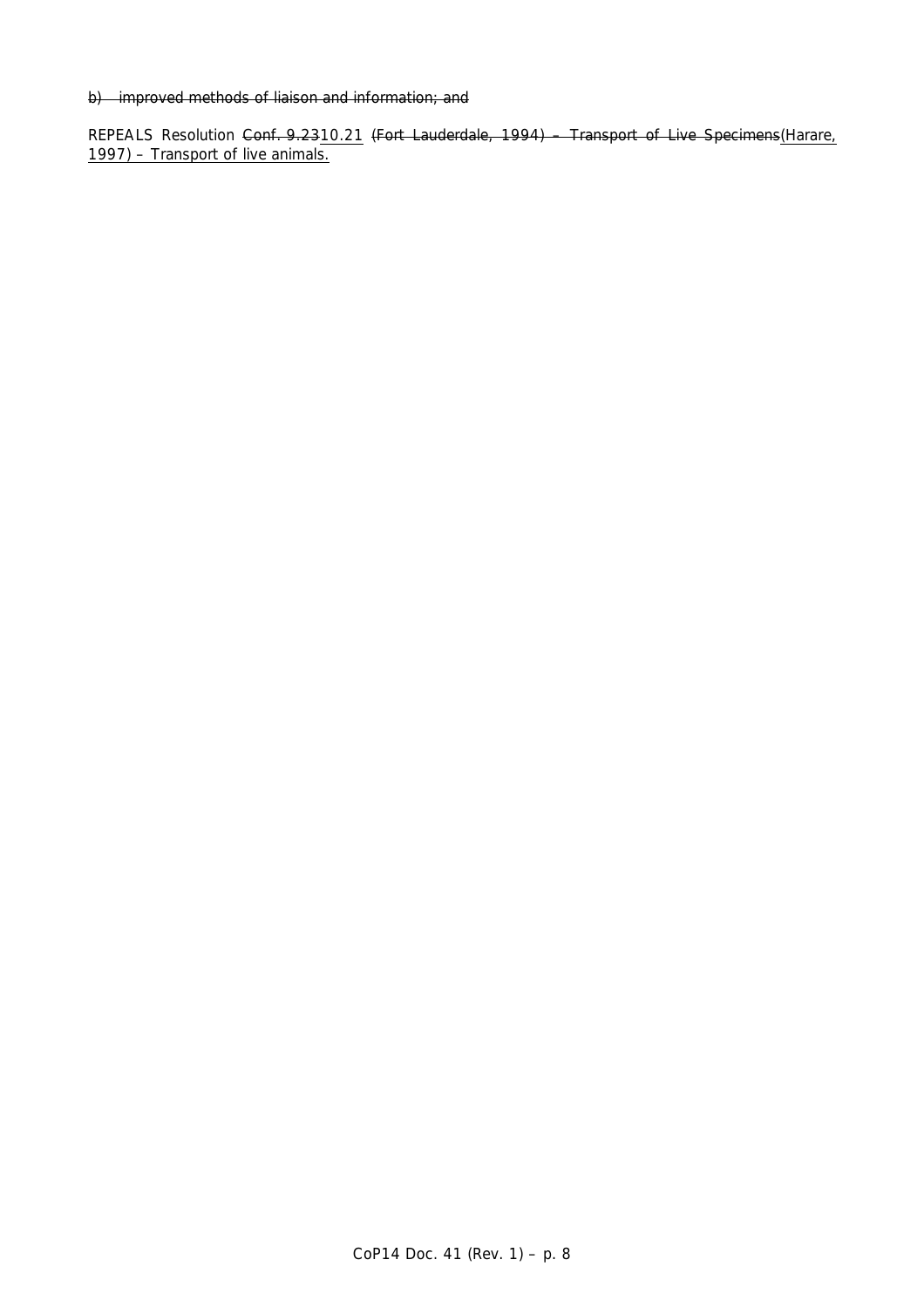~~b) improved methods of liaison and information; and~~

REPEALS Resolution ~~Conf. 9.23~~<u>10.21</u> ~~(Fort Lauderdale, 1994) – Transport of Live Specimens~~<u>(Harare, 1997) – Transport of live animals.</u>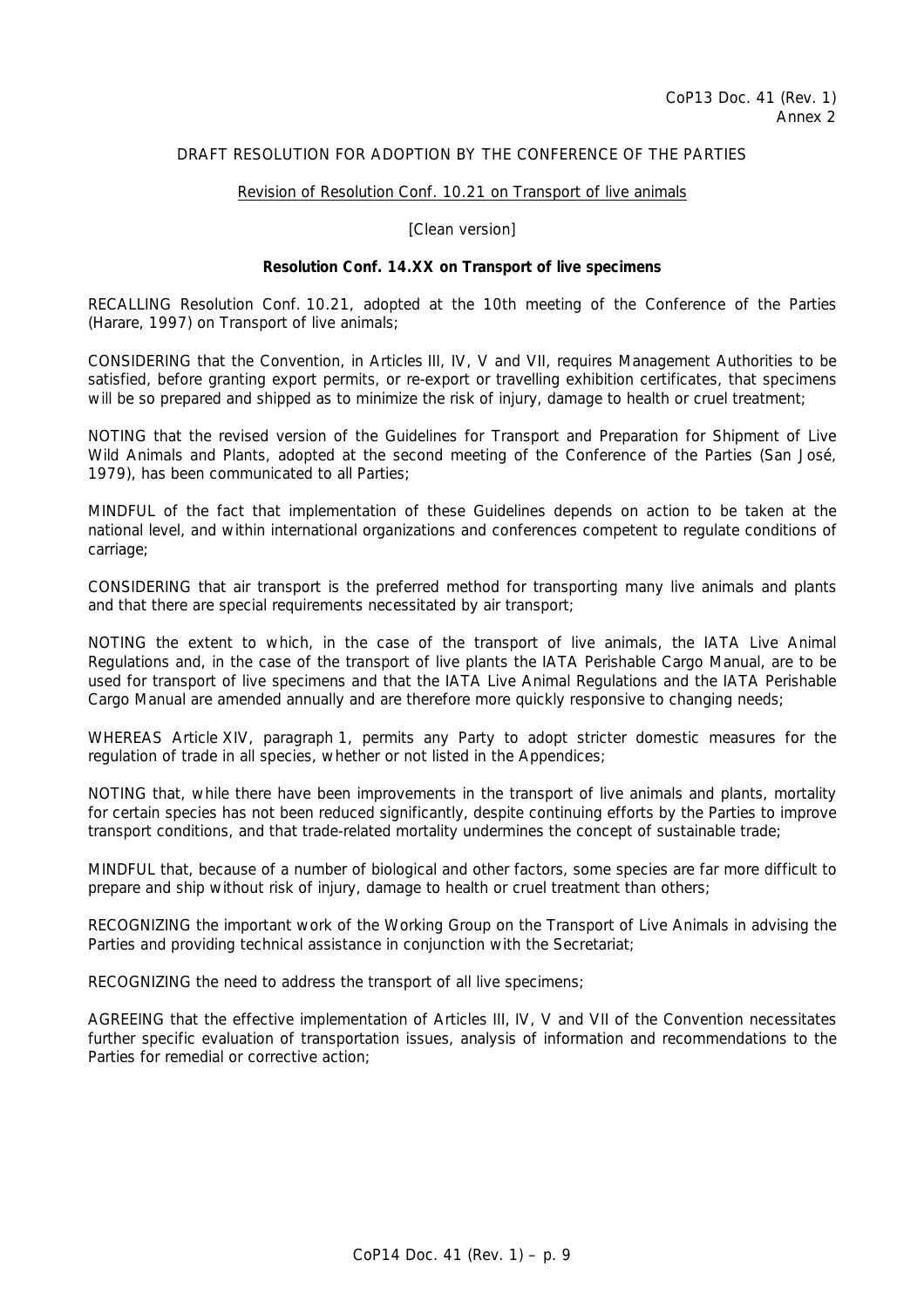CoP13 Doc. 41 (Rev. 1)
Annex 2

DRAFT RESOLUTION FOR ADOPTION BY THE CONFERENCE OF THE PARTIES

Revision of Resolution Conf. 10.21 on Transport of live animals

[Clean version]

**Resolution Conf. 14.XX on Transport of live specimens**

RECALLING Resolution Conf. 10.21, adopted at the 10th meeting of the Conference of the Parties (Harare, 1997) on Transport of live animals;

CONSIDERING that the Convention, in Articles III, IV, V and VII, requires Management Authorities to be satisfied, before granting export permits, or re-export or travelling exhibition certificates, that specimens will be so prepared and shipped as to minimize the risk of injury, damage to health or cruel treatment;

NOTING that the revised version of the Guidelines for Transport and Preparation for Shipment of Live Wild Animals and Plants, adopted at the second meeting of the Conference of the Parties (San José, 1979), has been communicated to all Parties;

MINDFUL of the fact that implementation of these Guidelines depends on action to be taken at the national level, and within international organizations and conferences competent to regulate conditions of carriage;

CONSIDERING that air transport is the preferred method for transporting many live animals and plants and that there are special requirements necessitated by air transport;

NOTING the extent to which, in the case of the transport of live animals, the IATA Live Animal Regulations and, in the case of the transport of live plants the IATA Perishable Cargo Manual, are to be used for transport of live specimens and that the IATA Live Animal Regulations and the IATA Perishable Cargo Manual are amended annually and are therefore more quickly responsive to changing needs;

WHEREAS Article XIV, paragraph 1, permits any Party to adopt stricter domestic measures for the regulation of trade in all species, whether or not listed in the Appendices;

NOTING that, while there have been improvements in the transport of live animals and plants, mortality for certain species has not been reduced significantly, despite continuing efforts by the Parties to improve transport conditions, and that trade-related mortality undermines the concept of sustainable trade;

MINDFUL that, because of a number of biological and other factors, some species are far more difficult to prepare and ship without risk of injury, damage to health or cruel treatment than others;

RECOGNIZING the important work of the Working Group on the Transport of Live Animals in advising the Parties and providing technical assistance in conjunction with the Secretariat;

RECOGNIZING the need to address the transport of all live specimens;

AGREEING that the effective implementation of Articles III, IV, V and VII of the Convention necessitates further specific evaluation of transportation issues, analysis of information and recommendations to the Parties for remedial or corrective action;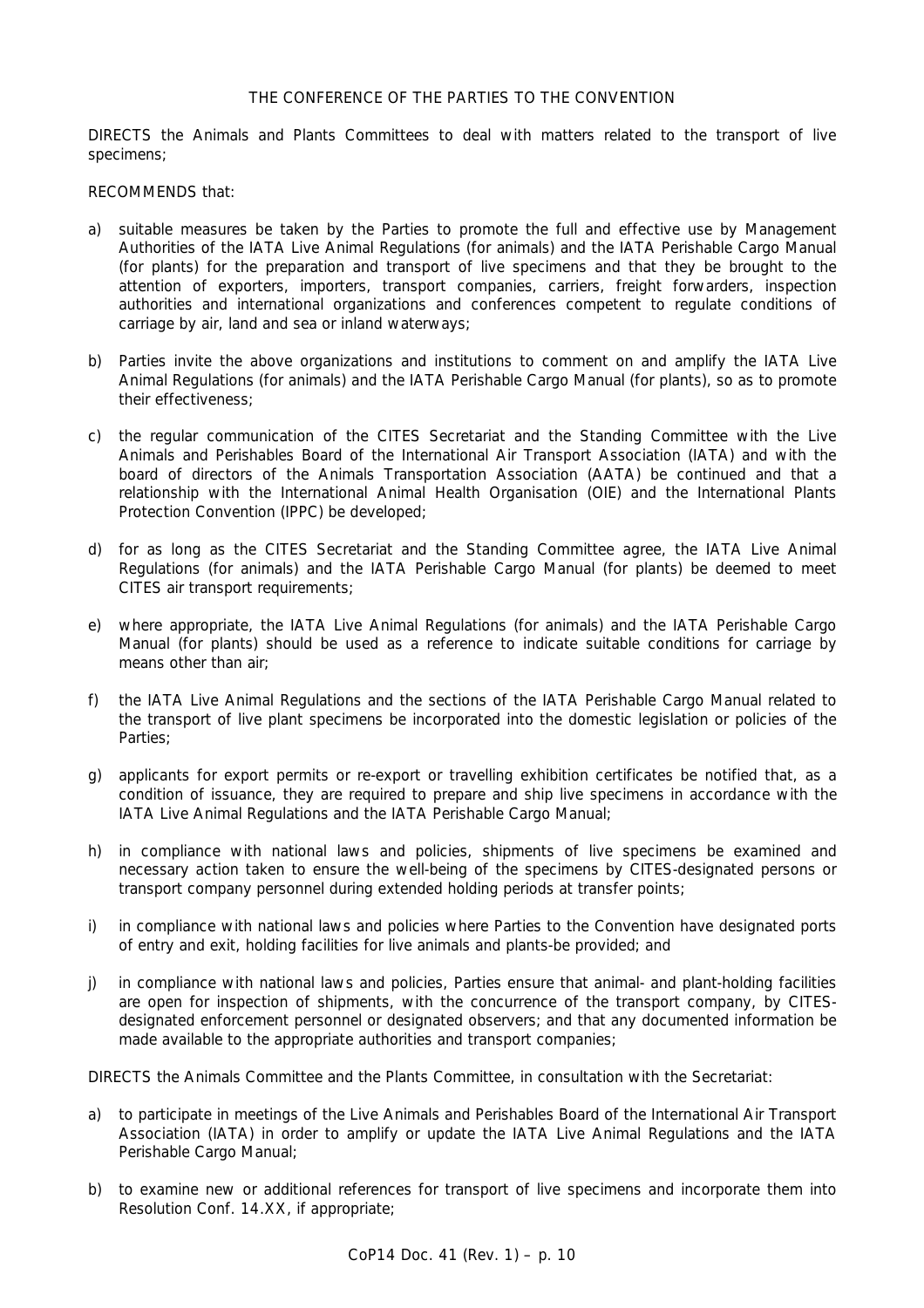THE CONFERENCE OF THE PARTIES TO THE CONVENTION

DIRECTS the Animals and Plants Committees to deal with matters related to the transport of live specimens;

RECOMMENDS that:

a) suitable measures be taken by the Parties to promote the full and effective use by Management Authorities of the IATA Live Animal Regulations (for animals) and the IATA Perishable Cargo Manual (for plants) for the preparation and transport of live specimens and that they be brought to the attention of exporters, importers, transport companies, carriers, freight forwarders, inspection authorities and international organizations and conferences competent to regulate conditions of carriage by air, land and sea or inland waterways;

b) Parties invite the above organizations and institutions to comment on and amplify the IATA Live Animal Regulations (for animals) and the IATA Perishable Cargo Manual (for plants), so as to promote their effectiveness;

c) the regular communication of the CITES Secretariat and the Standing Committee with the Live Animals and Perishables Board of the International Air Transport Association (IATA) and with the board of directors of the Animals Transportation Association (AATA) be continued and that a relationship with the International Animal Health Organisation (OIE) and the International Plants Protection Convention (IPPC) be developed;

d) for as long as the CITES Secretariat and the Standing Committee agree, the IATA Live Animal Regulations (for animals) and the IATA Perishable Cargo Manual (for plants) be deemed to meet CITES air transport requirements;

e) where appropriate, the IATA Live Animal Regulations (for animals) and the IATA Perishable Cargo Manual (for plants) should be used as a reference to indicate suitable conditions for carriage by means other than air;

f) the IATA Live Animal Regulations and the sections of the IATA Perishable Cargo Manual related to the transport of live plant specimens be incorporated into the domestic legislation or policies of the Parties;

g) applicants for export permits or re-export or travelling exhibition certificates be notified that, as a condition of issuance, they are required to prepare and ship live specimens in accordance with the IATA Live Animal Regulations and the IATA Perishable Cargo Manual;

h) in compliance with national laws and policies, shipments of live specimens be examined and necessary action taken to ensure the well-being of the specimens by CITES-designated persons or transport company personnel during extended holding periods at transfer points;

i) in compliance with national laws and policies where Parties to the Convention have designated ports of entry and exit, holding facilities for live animals and plants-be provided; and

j) in compliance with national laws and policies, Parties ensure that animal- and plant-holding facilities are open for inspection of shipments, with the concurrence of the transport company, by CITES-designated enforcement personnel or designated observers; and that any documented information be made available to the appropriate authorities and transport companies;

DIRECTS the Animals Committee and the Plants Committee, in consultation with the Secretariat:

a) to participate in meetings of the Live Animals and Perishables Board of the International Air Transport Association (IATA) in order to amplify or update the IATA Live Animal Regulations and the IATA Perishable Cargo Manual;

b) to examine new or additional references for transport of live specimens and incorporate them into Resolution Conf. 14.XX, if appropriate;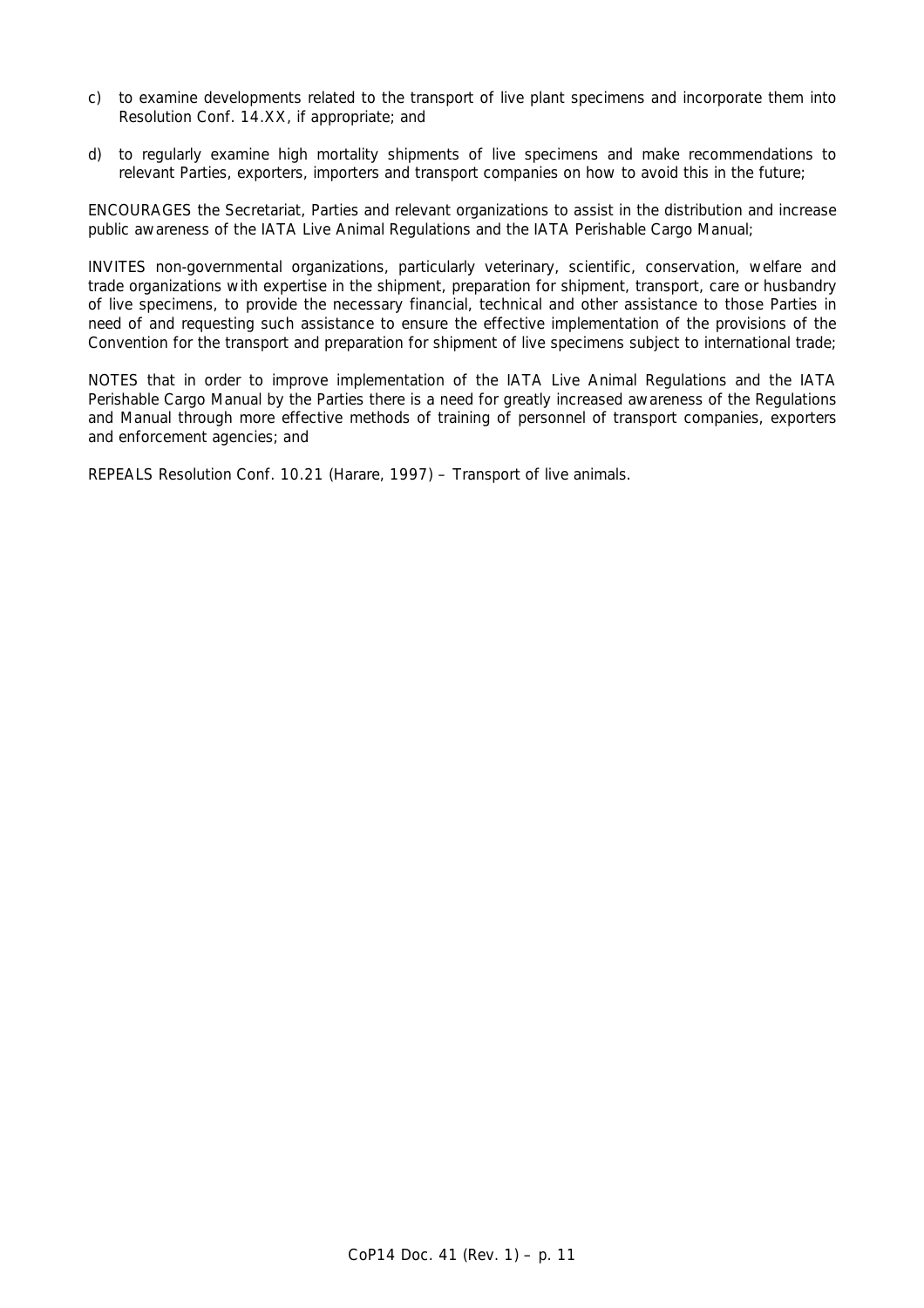c) to examine developments related to the transport of live plant specimens and incorporate them into Resolution Conf. 14.XX, if appropriate; and

d) to regularly examine high mortality shipments of live specimens and make recommendations to relevant Parties, exporters, importers and transport companies on how to avoid this in the future;

ENCOURAGES the Secretariat, Parties and relevant organizations to assist in the distribution and increase public awareness of the IATA Live Animal Regulations and the IATA Perishable Cargo Manual;

INVITES non-governmental organizations, particularly veterinary, scientific, conservation, welfare and trade organizations with expertise in the shipment, preparation for shipment, transport, care or husbandry of live specimens, to provide the necessary financial, technical and other assistance to those Parties in need of and requesting such assistance to ensure the effective implementation of the provisions of the Convention for the transport and preparation for shipment of live specimens subject to international trade;

NOTES that in order to improve implementation of the IATA Live Animal Regulations and the IATA Perishable Cargo Manual by the Parties there is a need for greatly increased awareness of the Regulations and Manual through more effective methods of training of personnel of transport companies, exporters and enforcement agencies; and

REPEALS Resolution Conf. 10.21 (Harare, 1997) – Transport of live animals.